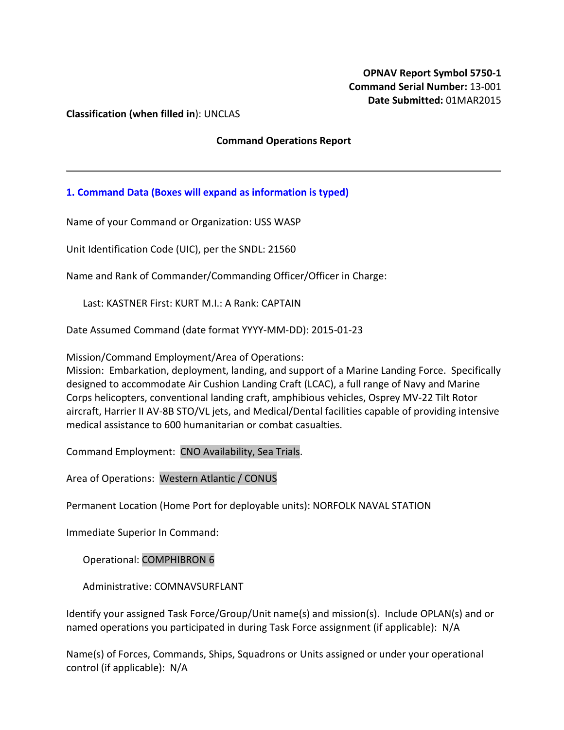**OPNAV Report Symbol 5750-1**
**Command Serial Number:** 13-001
**Date Submitted:** 01MAR2015

**Classification (when filled in**): UNCLAS

**Command Operations Report**

---

## 1. Command Data (Boxes will expand as information is typed)

Name of your Command or Organization: USS WASP

Unit Identification Code (UIC), per the SNDL: 21560

Name and Rank of Commander/Commanding Officer/Officer in Charge:

Last: KASTNER First: KURT M.I.: A Rank: CAPTAIN

Date Assumed Command (date format YYYY-MM-DD): 2015-01-23

Mission/Command Employment/Area of Operations:
Mission: Embarkation, deployment, landing, and support of a Marine Landing Force. Specifically designed to accommodate Air Cushion Landing Craft (LCAC), a full range of Navy and Marine Corps helicopters, conventional landing craft, amphibious vehicles, Osprey MV-22 Tilt Rotor aircraft, Harrier II AV-8B STO/VL jets, and Medical/Dental facilities capable of providing intensive medical assistance to 600 humanitarian or combat casualties.

Command Employment: CNO Availability, Sea Trials.

Area of Operations: Western Atlantic / CONUS

Permanent Location (Home Port for deployable units): NORFOLK NAVAL STATION

Immediate Superior In Command:

Operational: COMPHIBRON 6

Administrative: COMNAVSURFLANT

Identify your assigned Task Force/Group/Unit name(s) and mission(s). Include OPLAN(s) and or named operations you participated in during Task Force assignment (if applicable): N/A

Name(s) of Forces, Commands, Ships, Squadrons or Units assigned or under your operational control (if applicable): N/A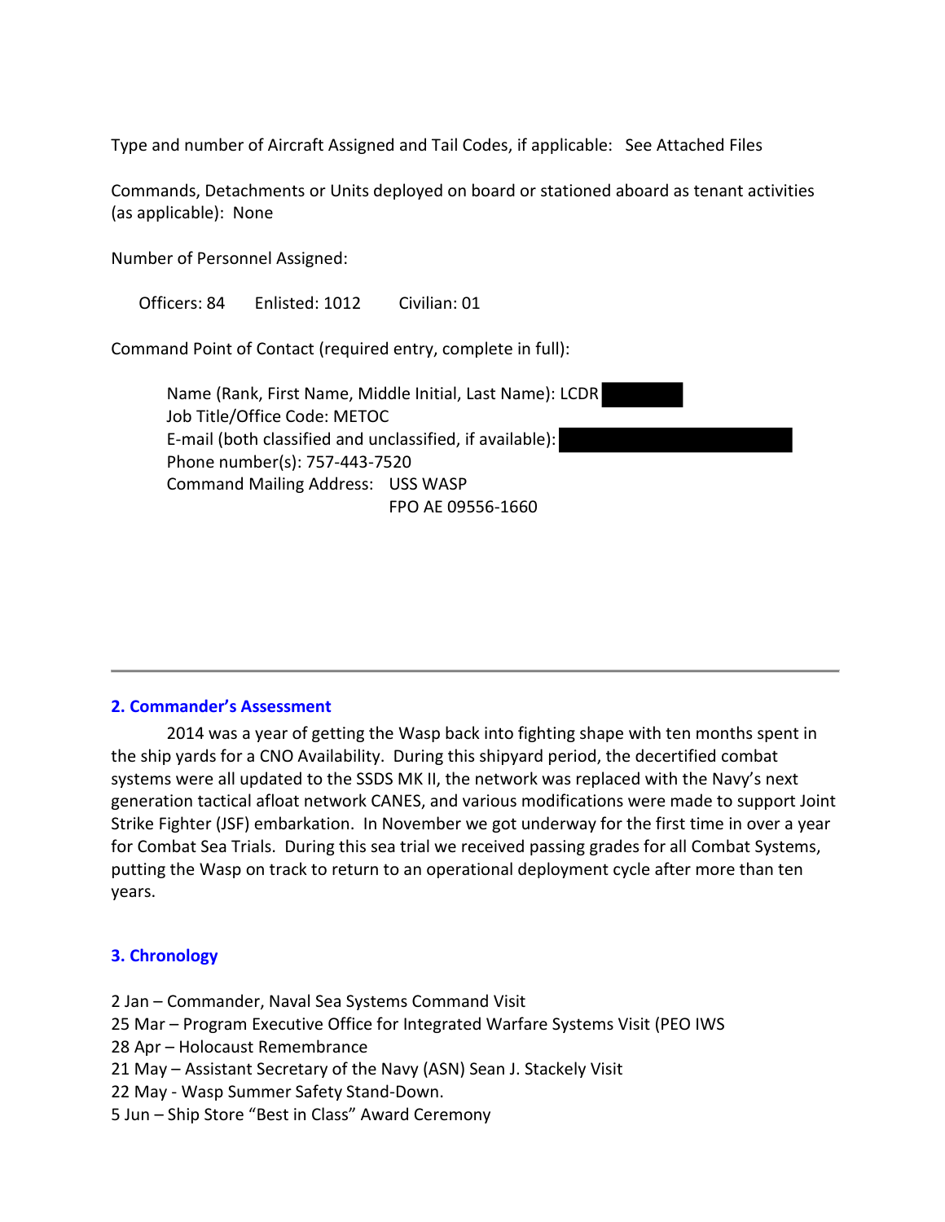Type and number of Aircraft Assigned and Tail Codes, if applicable: See Attached Files

Commands, Detachments or Units deployed on board or stationed aboard as tenant activities (as applicable): None

Number of Personnel Assigned:

Officers: 84 Enlisted: 1012 Civilian: 01

Command Point of Contact (required entry, complete in full):

Name (Rank, First Name, Middle Initial, Last Name): LCDR
Job Title/Office Code: METOC
E-mail (both classified and unclassified, if available):
Phone number(s): 757-443-7520
Command Mailing Address: USS WASP
FPO AE 09556-1660

---

## 2. Commander's Assessment

2014 was a year of getting the Wasp back into fighting shape with ten months spent in the ship yards for a CNO Availability. During this shipyard period, the decertified combat systems were all updated to the SSDS MK II, the network was replaced with the Navy's next generation tactical afloat network CANES, and various modifications were made to support Joint Strike Fighter (JSF) embarkation. In November we got underway for the first time in over a year for Combat Sea Trials. During this sea trial we received passing grades for all Combat Systems, putting the Wasp on track to return to an operational deployment cycle after more than ten years.

## 3. Chronology

2 Jan – Commander, Naval Sea Systems Command Visit
25 Mar – Program Executive Office for Integrated Warfare Systems Visit (PEO IWS
28 Apr – Holocaust Remembrance
21 May – Assistant Secretary of the Navy (ASN) Sean J. Stackely Visit
22 May - Wasp Summer Safety Stand-Down.
5 Jun – Ship Store "Best in Class" Award Ceremony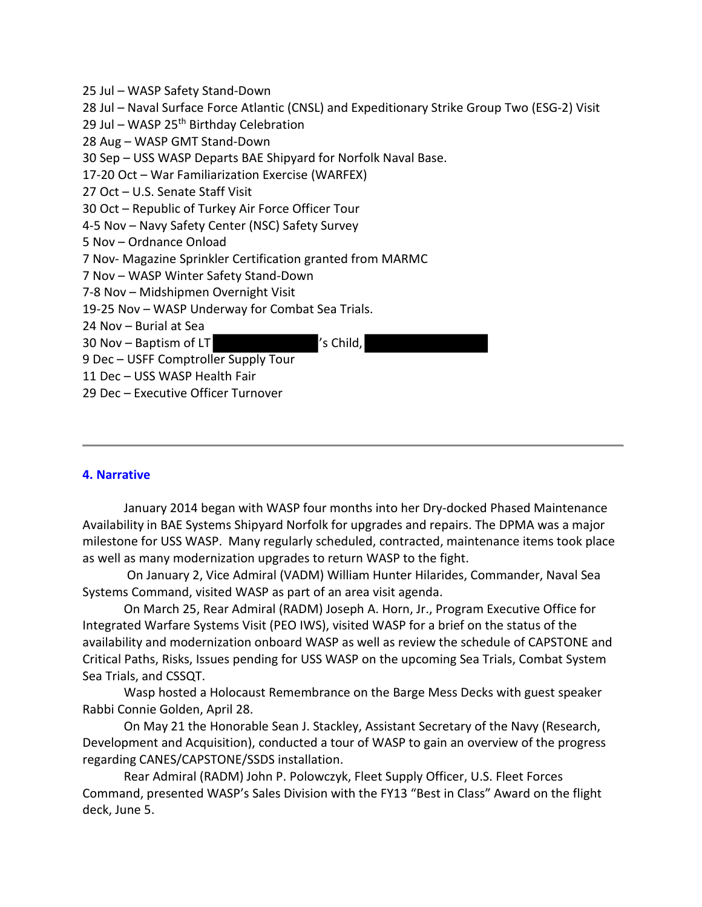25 Jul – WASP Safety Stand-Down  
28 Jul – Naval Surface Force Atlantic (CNSL) and Expeditionary Strike Group Two (ESG-2) Visit  
29 Jul – WASP 25th Birthday Celebration  
28 Aug – WASP GMT Stand-Down  
30 Sep – USS WASP Departs BAE Shipyard for Norfolk Naval Base.  
17-20 Oct – War Familiarization Exercise (WARFEX)  
27 Oct – U.S. Senate Staff Visit  
30 Oct – Republic of Turkey Air Force Officer Tour  
4-5 Nov – Navy Safety Center (NSC) Safety Survey  
5 Nov – Ordnance Onload  
7 Nov- Magazine Sprinkler Certification granted from MARMC  
7 Nov – WASP Winter Safety Stand-Down  
7-8 Nov – Midshipmen Overnight Visit  
19-25 Nov – WASP Underway for Combat Sea Trials.  
24 Nov – Burial at Sea  
30 Nov – Baptism of LT [REDACTED]'s Child, [REDACTED]  
9 Dec – USFF Comptroller Supply Tour  
11 Dec – USS WASP Health Fair  
29 Dec – Executive Officer Turnover

---

## 4. Narrative

January 2014 began with WASP four months into her Dry-docked Phased Maintenance Availability in BAE Systems Shipyard Norfolk for upgrades and repairs. The DPMA was a major milestone for USS WASP. Many regularly scheduled, contracted, maintenance items took place as well as many modernization upgrades to return WASP to the fight.

On January 2, Vice Admiral (VADM) William Hunter Hilarides, Commander, Naval Sea Systems Command, visited WASP as part of an area visit agenda.

On March 25, Rear Admiral (RADM) Joseph A. Horn, Jr., Program Executive Office for Integrated Warfare Systems Visit (PEO IWS), visited WASP for a brief on the status of the availability and modernization onboard WASP as well as review the schedule of CAPSTONE and Critical Paths, Risks, Issues pending for USS WASP on the upcoming Sea Trials, Combat System Sea Trials, and CSSQT.

Wasp hosted a Holocaust Remembrance on the Barge Mess Decks with guest speaker Rabbi Connie Golden, April 28.

On May 21 the Honorable Sean J. Stackley, Assistant Secretary of the Navy (Research, Development and Acquisition), conducted a tour of WASP to gain an overview of the progress regarding CANES/CAPSTONE/SSDS installation.

Rear Admiral (RADM) John P. Polowczyk, Fleet Supply Officer, U.S. Fleet Forces Command, presented WASP's Sales Division with the FY13 "Best in Class" Award on the flight deck, June 5.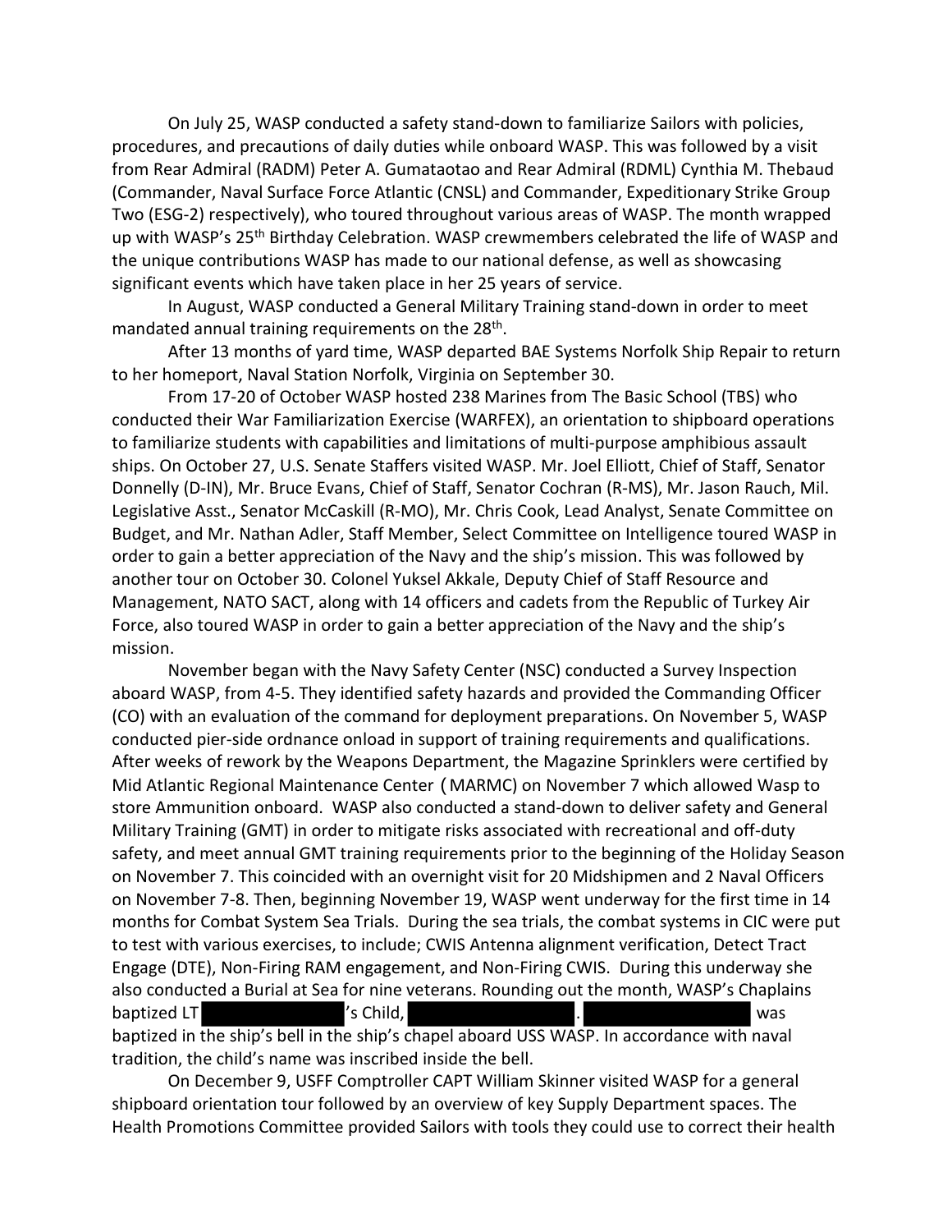On July 25, WASP conducted a safety stand-down to familiarize Sailors with policies, procedures, and precautions of daily duties while onboard WASP. This was followed by a visit from Rear Admiral (RADM) Peter A. Gumataotao and Rear Admiral (RDML) Cynthia M. Thebaud (Commander, Naval Surface Force Atlantic (CNSL) and Commander, Expeditionary Strike Group Two (ESG-2) respectively), who toured throughout various areas of WASP. The month wrapped up with WASP's 25th Birthday Celebration. WASP crewmembers celebrated the life of WASP and the unique contributions WASP has made to our national defense, as well as showcasing significant events which have taken place in her 25 years of service.

In August, WASP conducted a General Military Training stand-down in order to meet mandated annual training requirements on the 28th.

After 13 months of yard time, WASP departed BAE Systems Norfolk Ship Repair to return to her homeport, Naval Station Norfolk, Virginia on September 30.

From 17-20 of October WASP hosted 238 Marines from The Basic School (TBS) who conducted their War Familiarization Exercise (WARFEX), an orientation to shipboard operations to familiarize students with capabilities and limitations of multi-purpose amphibious assault ships. On October 27, U.S. Senate Staffers visited WASP. Mr. Joel Elliott, Chief of Staff, Senator Donnelly (D-IN), Mr. Bruce Evans, Chief of Staff, Senator Cochran (R-MS), Mr. Jason Rauch, Mil. Legislative Asst., Senator McCaskill (R-MO), Mr. Chris Cook, Lead Analyst, Senate Committee on Budget, and Mr. Nathan Adler, Staff Member, Select Committee on Intelligence toured WASP in order to gain a better appreciation of the Navy and the ship's mission. This was followed by another tour on October 30. Colonel Yuksel Akkale, Deputy Chief of Staff Resource and Management, NATO SACT, along with 14 officers and cadets from the Republic of Turkey Air Force, also toured WASP in order to gain a better appreciation of the Navy and the ship's mission.

November began with the Navy Safety Center (NSC) conducted a Survey Inspection aboard WASP, from 4-5. They identified safety hazards and provided the Commanding Officer (CO) with an evaluation of the command for deployment preparations. On November 5, WASP conducted pier-side ordnance onload in support of training requirements and qualifications. After weeks of rework by the Weapons Department, the Magazine Sprinklers were certified by Mid Atlantic Regional Maintenance Center (MARMC) on November 7 which allowed Wasp to store Ammunition onboard. WASP also conducted a stand-down to deliver safety and General Military Training (GMT) in order to mitigate risks associated with recreational and off-duty safety, and meet annual GMT training requirements prior to the beginning of the Holiday Season on November 7. This coincided with an overnight visit for 20 Midshipmen and 2 Naval Officers on November 7-8. Then, beginning November 19, WASP went underway for the first time in 14 months for Combat System Sea Trials. During the sea trials, the combat systems in CIC were put to test with various exercises, to include; CWIS Antenna alignment verification, Detect Tract Engage (DTE), Non-Firing RAM engagement, and Non-Firing CWIS. During this underway she also conducted a Burial at Sea for nine veterans. Rounding out the month, WASP's Chaplains baptized LT [REDACTED]'s Child, [REDACTED]. [REDACTED] was baptized in the ship's bell in the ship's chapel aboard USS WASP. In accordance with naval tradition, the child's name was inscribed inside the bell.

On December 9, USFF Comptroller CAPT William Skinner visited WASP for a general shipboard orientation tour followed by an overview of key Supply Department spaces. The Health Promotions Committee provided Sailors with tools they could use to correct their health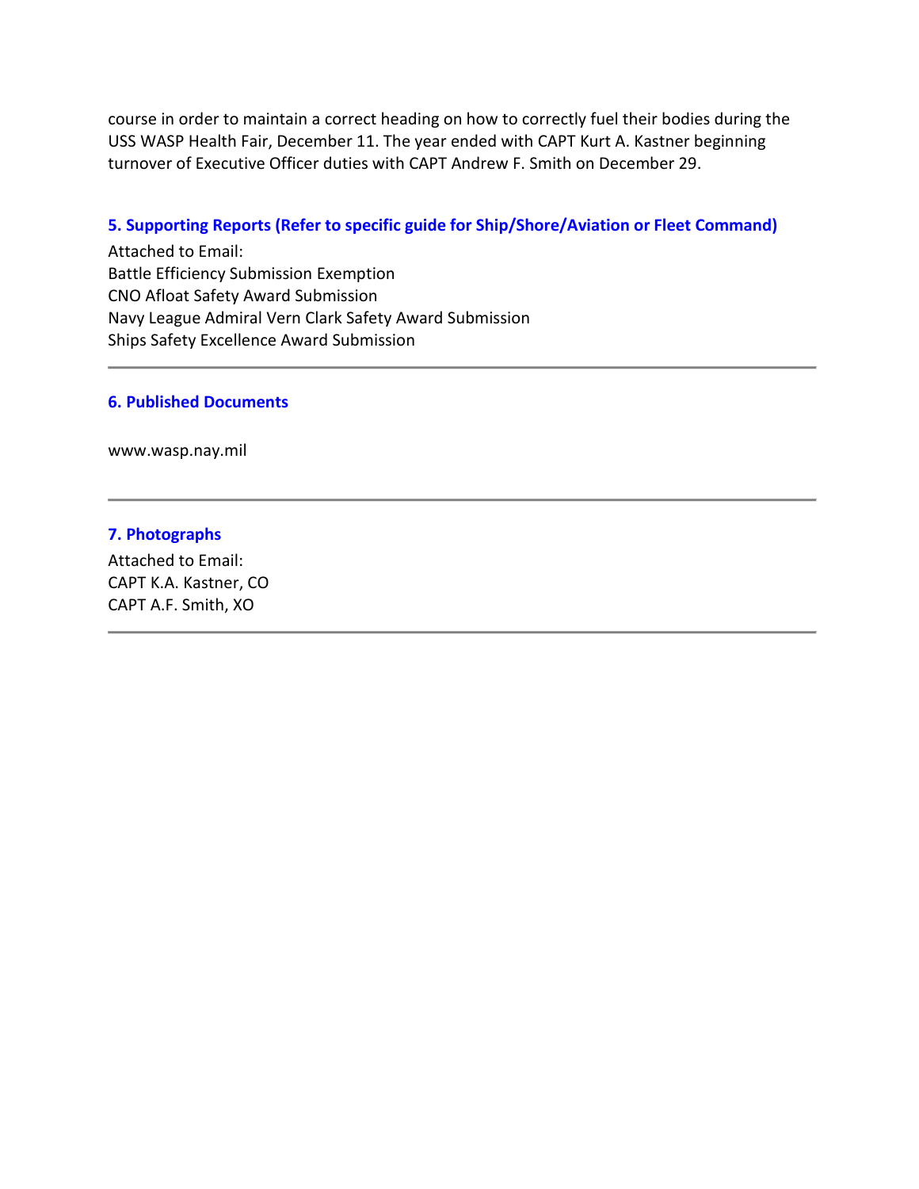course in order to maintain a correct heading on how to correctly fuel their bodies during the USS WASP Health Fair, December 11. The year ended with CAPT Kurt A. Kastner beginning turnover of Executive Officer duties with CAPT Andrew F. Smith on December 29.

### 5. Supporting Reports (Refer to specific guide for Ship/Shore/Aviation or Fleet Command)

Attached to Email:
Battle Efficiency Submission Exemption
CNO Afloat Safety Award Submission
Navy League Admiral Vern Clark Safety Award Submission
Ships Safety Excellence Award Submission

---

### 6. Published Documents

www.wasp.nay.mil

---

### 7. Photographs

Attached to Email:
CAPT K.A. Kastner, CO
CAPT A.F. Smith, XO

---